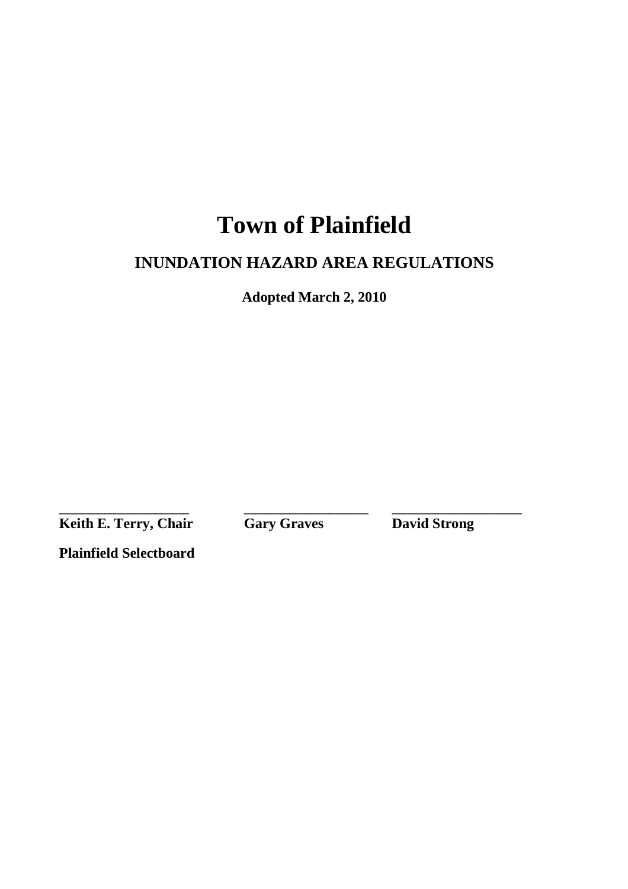# Town of Plainfield

## INUNDATION HAZARD AREA REGULATIONS

**Adopted March 2, 2010**

| ___________________ | ___________________ | ___________________ |
|---|---|---|
| **Keith E. Terry, Chair** | **Gary Graves** | **David Strong** |

**Plainfield Selectboard**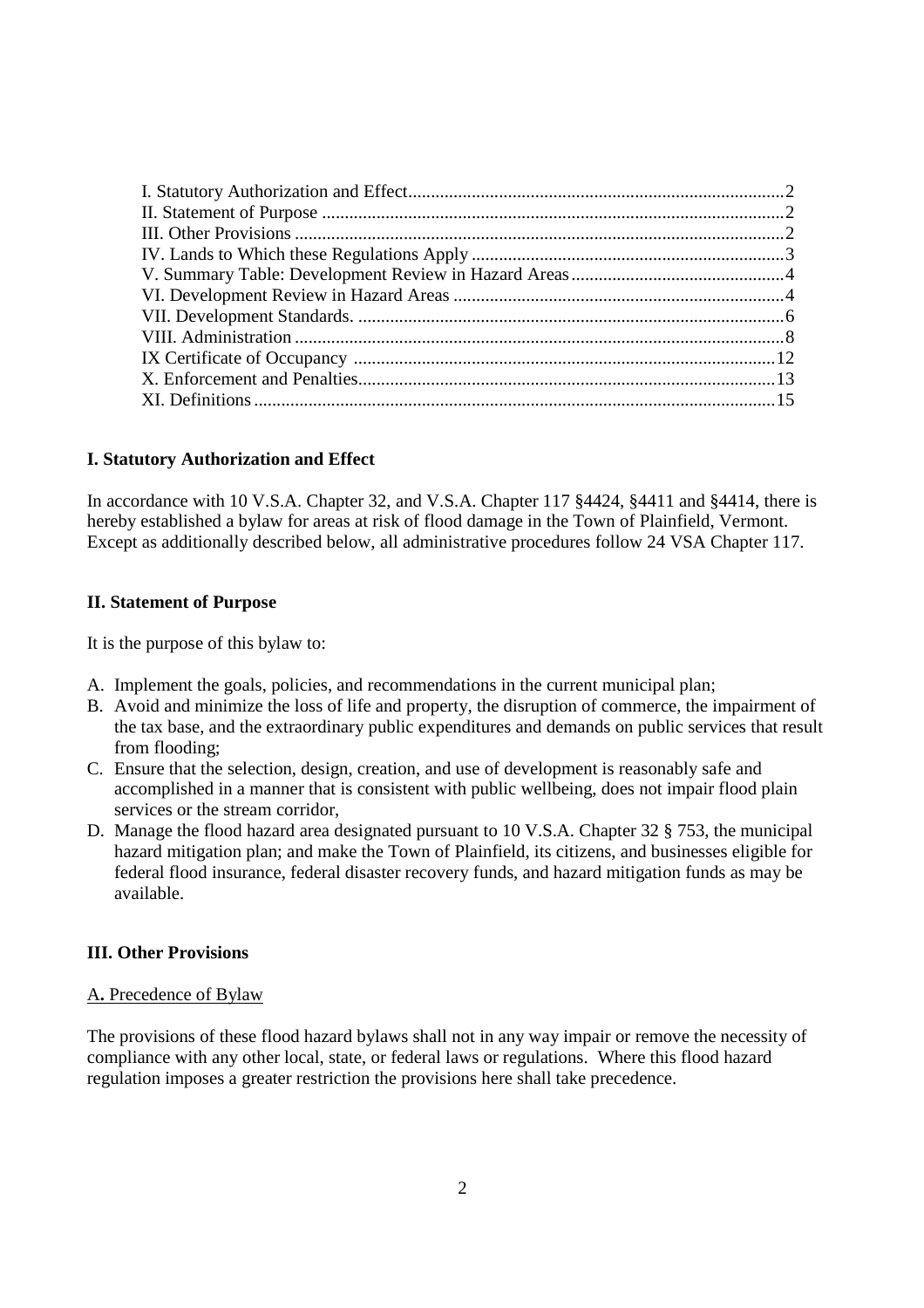I. Statutory Authorization and Effect ........................................................................................ 2
II. Statement of Purpose ........................................................................................................... 2
III. Other Provisions .................................................................................................................. 2
IV. Lands to Which these Regulations Apply .......................................................................... 3
V. Summary Table: Development Review in Hazard Areas ................................................... 4
VI. Development Review in Hazard Areas .............................................................................. 4
VII. Development Standards. .................................................................................................... 6
VIII. Administration .................................................................................................................. 8
IX Certificate of Occupancy .................................................................................................... 12
X. Enforcement and Penalties ................................................................................................. 13
XI. Definitions ......................................................................................................................... 15

### I. Statutory Authorization and Effect

In accordance with 10 V.S.A. Chapter 32, and V.S.A. Chapter 117 §4424, §4411 and §4414, there is hereby established a bylaw for areas at risk of flood damage in the Town of Plainfield, Vermont. Except as additionally described below, all administrative procedures follow 24 VSA Chapter 117.

### II. Statement of Purpose

It is the purpose of this bylaw to:

A. Implement the goals, policies, and recommendations in the current municipal plan;
B. Avoid and minimize the loss of life and property, the disruption of commerce, the impairment of the tax base, and the extraordinary public expenditures and demands on public services that result from flooding;
C. Ensure that the selection, design, creation, and use of development is reasonably safe and accomplished in a manner that is consistent with public wellbeing, does not impair flood plain services or the stream corridor,
D. Manage the flood hazard area designated pursuant to 10 V.S.A. Chapter 32 § 753, the municipal hazard mitigation plan; and make the Town of Plainfield, its citizens, and businesses eligible for federal flood insurance, federal disaster recovery funds, and hazard mitigation funds as may be available.

### III. Other Provisions

A. Precedence of Bylaw

The provisions of these flood hazard bylaws shall not in any way impair or remove the necessity of compliance with any other local, state, or federal laws or regulations. Where this flood hazard regulation imposes a greater restriction the provisions here shall take precedence.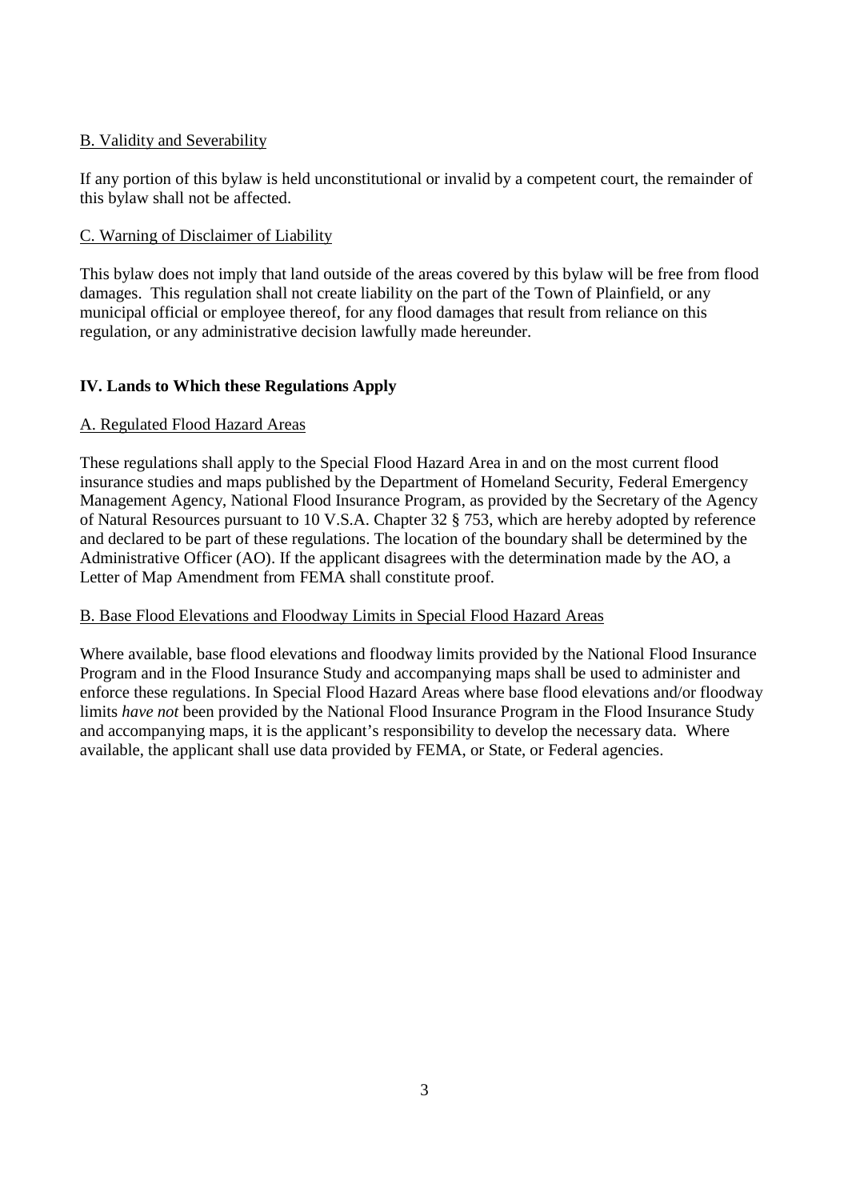B. Validity and Severability

If any portion of this bylaw is held unconstitutional or invalid by a competent court, the remainder of this bylaw shall not be affected.

C. Warning of Disclaimer of Liability

This bylaw does not imply that land outside of the areas covered by this bylaw will be free from flood damages. This regulation shall not create liability on the part of the Town of Plainfield, or any municipal official or employee thereof, for any flood damages that result from reliance on this regulation, or any administrative decision lawfully made hereunder.

## IV. Lands to Which these Regulations Apply

A. Regulated Flood Hazard Areas

These regulations shall apply to the Special Flood Hazard Area in and on the most current flood insurance studies and maps published by the Department of Homeland Security, Federal Emergency Management Agency, National Flood Insurance Program, as provided by the Secretary of the Agency of Natural Resources pursuant to 10 V.S.A. Chapter 32 § 753, which are hereby adopted by reference and declared to be part of these regulations. The location of the boundary shall be determined by the Administrative Officer (AO). If the applicant disagrees with the determination made by the AO, a Letter of Map Amendment from FEMA shall constitute proof.

B. Base Flood Elevations and Floodway Limits in Special Flood Hazard Areas

Where available, base flood elevations and floodway limits provided by the National Flood Insurance Program and in the Flood Insurance Study and accompanying maps shall be used to administer and enforce these regulations. In Special Flood Hazard Areas where base flood elevations and/or floodway limits *have not* been provided by the National Flood Insurance Program in the Flood Insurance Study and accompanying maps, it is the applicant's responsibility to develop the necessary data. Where available, the applicant shall use data provided by FEMA, or State, or Federal agencies.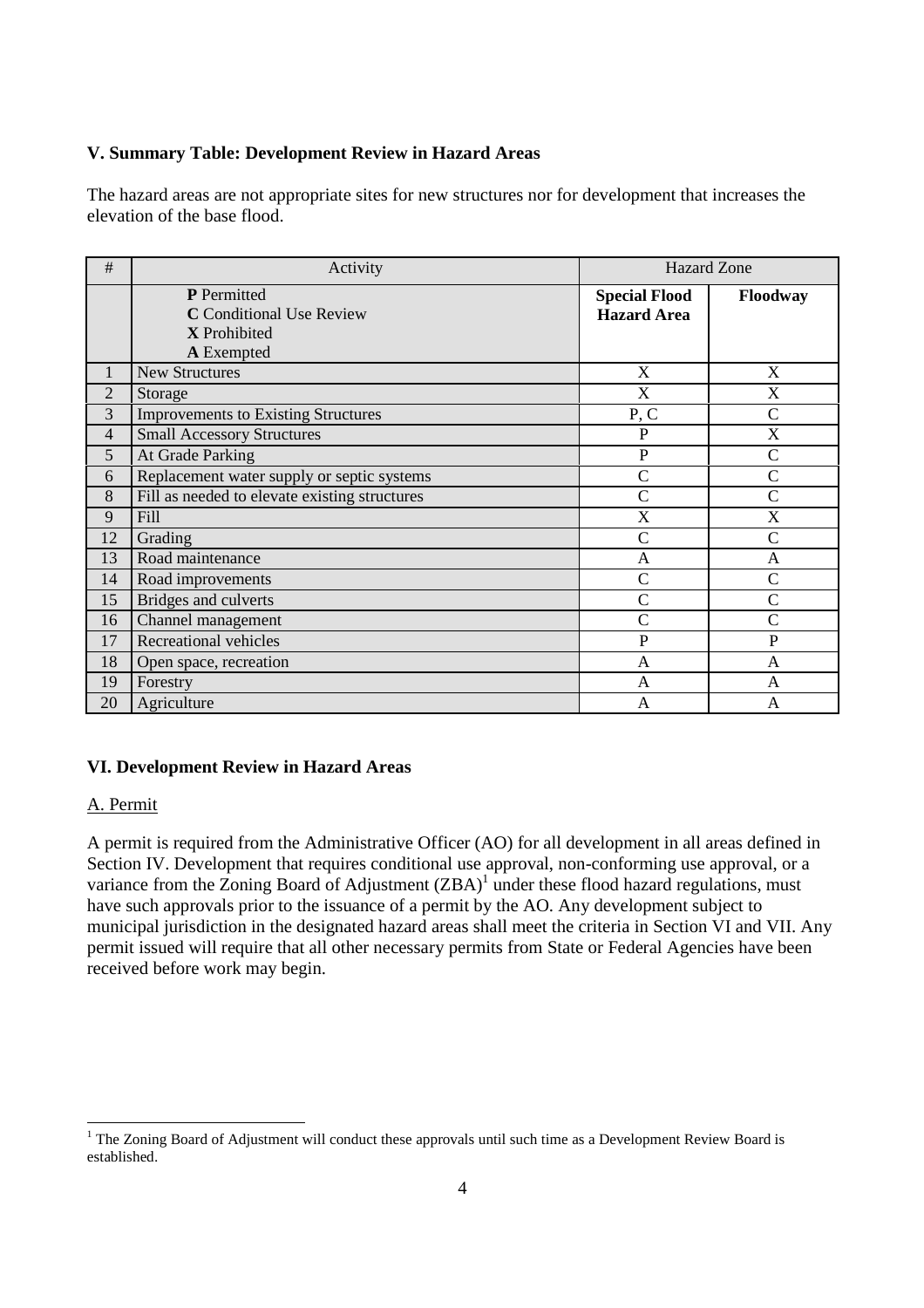### V. Summary Table: Development Review in Hazard Areas

The hazard areas are not appropriate sites for new structures nor for development that increases the elevation of the base flood.

| # | Activity | Hazard Zone | |
|---|---|---|---|
| | **P** Permitted<br>**C** Conditional Use Review<br>**X** Prohibited<br>**A** Exempted | **Special Flood Hazard Area** | **Floodway** |
| 1 | New Structures | X | X |
| 2 | Storage | X | X |
| 3 | Improvements to Existing Structures | P, C | C |
| 4 | Small Accessory Structures | P | X |
| 5 | At Grade Parking | P | C |
| 6 | Replacement water supply or septic systems | C | C |
| 8 | Fill as needed to elevate existing structures | C | C |
| 9 | Fill | X | X |
| 12 | Grading | C | C |
| 13 | Road maintenance | A | A |
| 14 | Road improvements | C | C |
| 15 | Bridges and culverts | C | C |
| 16 | Channel management | C | C |
| 17 | Recreational vehicles | P | P |
| 18 | Open space, recreation | A | A |
| 19 | Forestry | A | A |
| 20 | Agriculture | A | A |

### VI. Development Review in Hazard Areas

A. Permit

A permit is required from the Administrative Officer (AO) for all development in all areas defined in Section IV. Development that requires conditional use approval, non-conforming use approval, or a variance from the Zoning Board of Adjustment (ZBA)[1] under these flood hazard regulations, must have such approvals prior to the issuance of a permit by the AO. Any development subject to municipal jurisdiction in the designated hazard areas shall meet the criteria in Section VI and VII. Any permit issued will require that all other necessary permits from State or Federal Agencies have been received before work may begin.

[1] The Zoning Board of Adjustment will conduct these approvals until such time as a Development Review Board is established.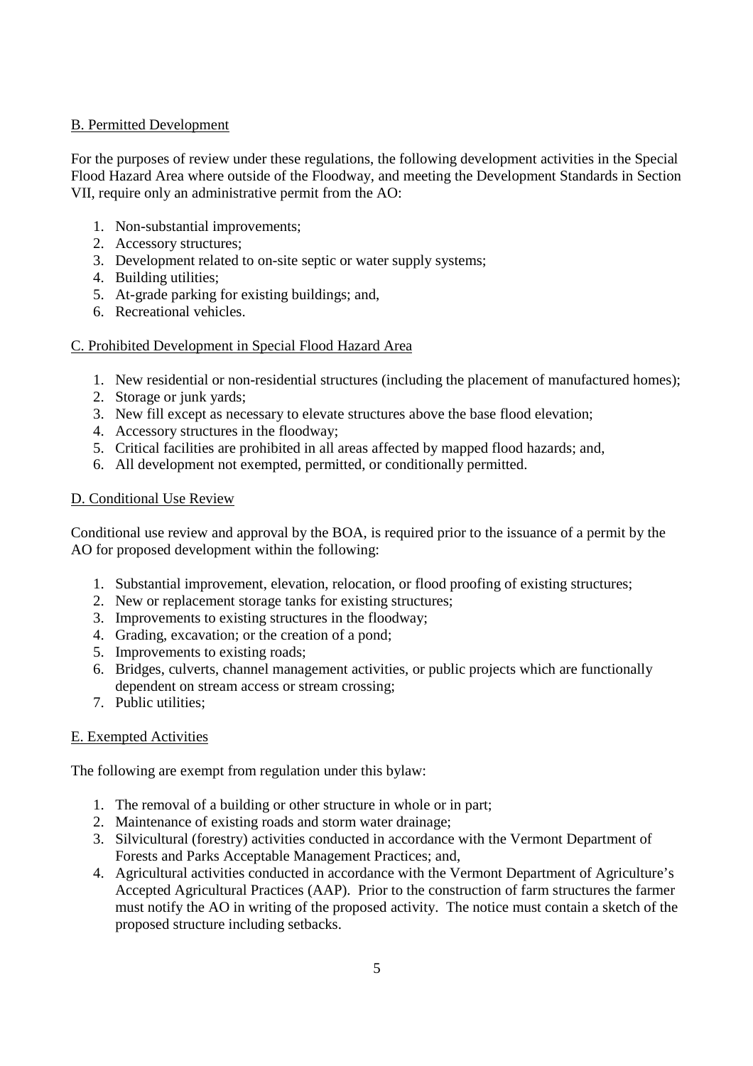### B. Permitted Development

For the purposes of review under these regulations, the following development activities in the Special Flood Hazard Area where outside of the Floodway, and meeting the Development Standards in Section VII, require only an administrative permit from the AO:

1. Non-substantial improvements;
2. Accessory structures;
3. Development related to on-site septic or water supply systems;
4. Building utilities;
5. At-grade parking for existing buildings; and,
6. Recreational vehicles.

### C. Prohibited Development in Special Flood Hazard Area

1. New residential or non-residential structures (including the placement of manufactured homes);
2. Storage or junk yards;
3. New fill except as necessary to elevate structures above the base flood elevation;
4. Accessory structures in the floodway;
5. Critical facilities are prohibited in all areas affected by mapped flood hazards; and,
6. All development not exempted, permitted, or conditionally permitted.

### D. Conditional Use Review

Conditional use review and approval by the BOA, is required prior to the issuance of a permit by the AO for proposed development within the following:

1. Substantial improvement, elevation, relocation, or flood proofing of existing structures;
2. New or replacement storage tanks for existing structures;
3. Improvements to existing structures in the floodway;
4. Grading, excavation; or the creation of a pond;
5. Improvements to existing roads;
6. Bridges, culverts, channel management activities, or public projects which are functionally dependent on stream access or stream crossing;
7. Public utilities;

### E. Exempted Activities

The following are exempt from regulation under this bylaw:

1. The removal of a building or other structure in whole or in part;
2. Maintenance of existing roads and storm water drainage;
3. Silvicultural (forestry) activities conducted in accordance with the Vermont Department of Forests and Parks Acceptable Management Practices; and,
4. Agricultural activities conducted in accordance with the Vermont Department of Agriculture's Accepted Agricultural Practices (AAP). Prior to the construction of farm structures the farmer must notify the AO in writing of the proposed activity. The notice must contain a sketch of the proposed structure including setbacks.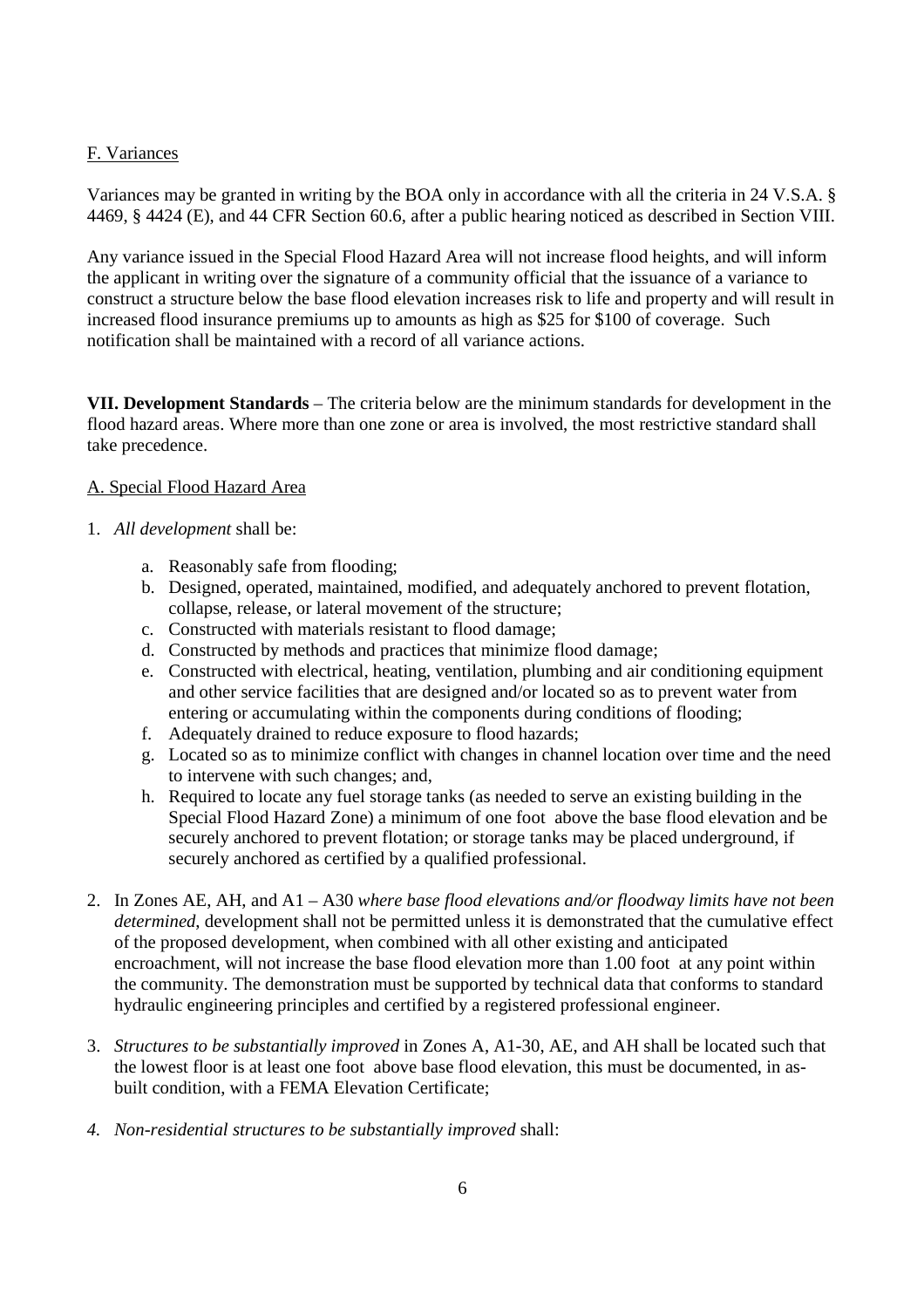F. Variances

Variances may be granted in writing by the BOA only in accordance with all the criteria in 24 V.S.A. § 4469, § 4424 (E), and 44 CFR Section 60.6, after a public hearing noticed as described in Section VIII.

Any variance issued in the Special Flood Hazard Area will not increase flood heights, and will inform the applicant in writing over the signature of a community official that the issuance of a variance to construct a structure below the base flood elevation increases risk to life and property and will result in increased flood insurance premiums up to amounts as high as $25 for $100 of coverage. Such notification shall be maintained with a record of all variance actions.

**VII. Development Standards** – The criteria below are the minimum standards for development in the flood hazard areas. Where more than one zone or area is involved, the most restrictive standard shall take precedence.

A. Special Flood Hazard Area

1. *All development* shall be:
   a. Reasonably safe from flooding;
   b. Designed, operated, maintained, modified, and adequately anchored to prevent flotation, collapse, release, or lateral movement of the structure;
   c. Constructed with materials resistant to flood damage;
   d. Constructed by methods and practices that minimize flood damage;
   e. Constructed with electrical, heating, ventilation, plumbing and air conditioning equipment and other service facilities that are designed and/or located so as to prevent water from entering or accumulating within the components during conditions of flooding;
   f. Adequately drained to reduce exposure to flood hazards;
   g. Located so as to minimize conflict with changes in channel location over time and the need to intervene with such changes; and,
   h. Required to locate any fuel storage tanks (as needed to serve an existing building in the Special Flood Hazard Zone) a minimum of one foot above the base flood elevation and be securely anchored to prevent flotation; or storage tanks may be placed underground, if securely anchored as certified by a qualified professional.

2. In Zones AE, AH, and A1 – A30 *where base flood elevations and/or floodway limits have not been determined*, development shall not be permitted unless it is demonstrated that the cumulative effect of the proposed development, when combined with all other existing and anticipated encroachment, will not increase the base flood elevation more than 1.00 foot at any point within the community. The demonstration must be supported by technical data that conforms to standard hydraulic engineering principles and certified by a registered professional engineer.

3. *Structures to be substantially improved* in Zones A, A1-30, AE, and AH shall be located such that the lowest floor is at least one foot above base flood elevation, this must be documented, in as-built condition, with a FEMA Elevation Certificate;

4. *Non-residential structures to be substantially improved* shall: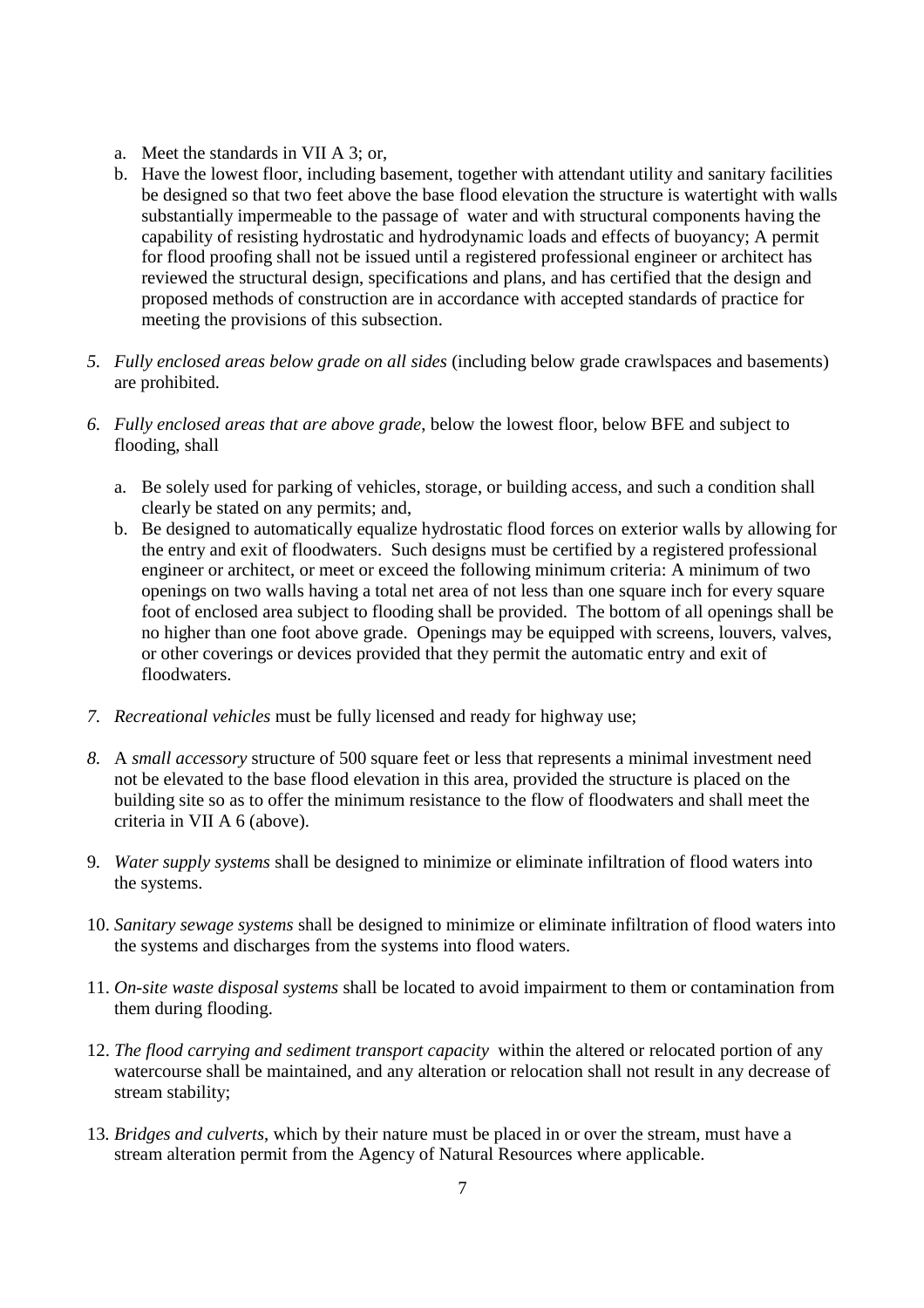a. Meet the standards in VII A 3; or,
   b. Have the lowest floor, including basement, together with attendant utility and sanitary facilities be designed so that two feet above the base flood elevation the structure is watertight with walls substantially impermeable to the passage of water and with structural components having the capability of resisting hydrostatic and hydrodynamic loads and effects of buoyancy; A permit for flood proofing shall not be issued until a registered professional engineer or architect has reviewed the structural design, specifications and plans, and has certified that the design and proposed methods of construction are in accordance with accepted standards of practice for meeting the provisions of this subsection.

5. *Fully enclosed areas below grade on all sides* (including below grade crawlspaces and basements) are prohibited.

6. *Fully enclosed areas that are above grade,* below the lowest floor, below BFE and subject to flooding, shall

   a. Be solely used for parking of vehicles, storage, or building access, and such a condition shall clearly be stated on any permits; and,
   b. Be designed to automatically equalize hydrostatic flood forces on exterior walls by allowing for the entry and exit of floodwaters. Such designs must be certified by a registered professional engineer or architect, or meet or exceed the following minimum criteria: A minimum of two openings on two walls having a total net area of not less than one square inch for every square foot of enclosed area subject to flooding shall be provided. The bottom of all openings shall be no higher than one foot above grade. Openings may be equipped with screens, louvers, valves, or other coverings or devices provided that they permit the automatic entry and exit of floodwaters.

7. *Recreational vehicles* must be fully licensed and ready for highway use;

8. A *small accessory* structure of 500 square feet or less that represents a minimal investment need not be elevated to the base flood elevation in this area, provided the structure is placed on the building site so as to offer the minimum resistance to the flow of floodwaters and shall meet the criteria in VII A 6 (above).

9. *Water supply systems* shall be designed to minimize or eliminate infiltration of flood waters into the systems.

10. *Sanitary sewage systems* shall be designed to minimize or eliminate infiltration of flood waters into the systems and discharges from the systems into flood waters.

11. *On-site waste disposal systems* shall be located to avoid impairment to them or contamination from them during flooding.

12. *The flood carrying and sediment transport capacity* within the altered or relocated portion of any watercourse shall be maintained, and any alteration or relocation shall not result in any decrease of stream stability;

13. *Bridges and culverts*, which by their nature must be placed in or over the stream, must have a stream alteration permit from the Agency of Natural Resources where applicable.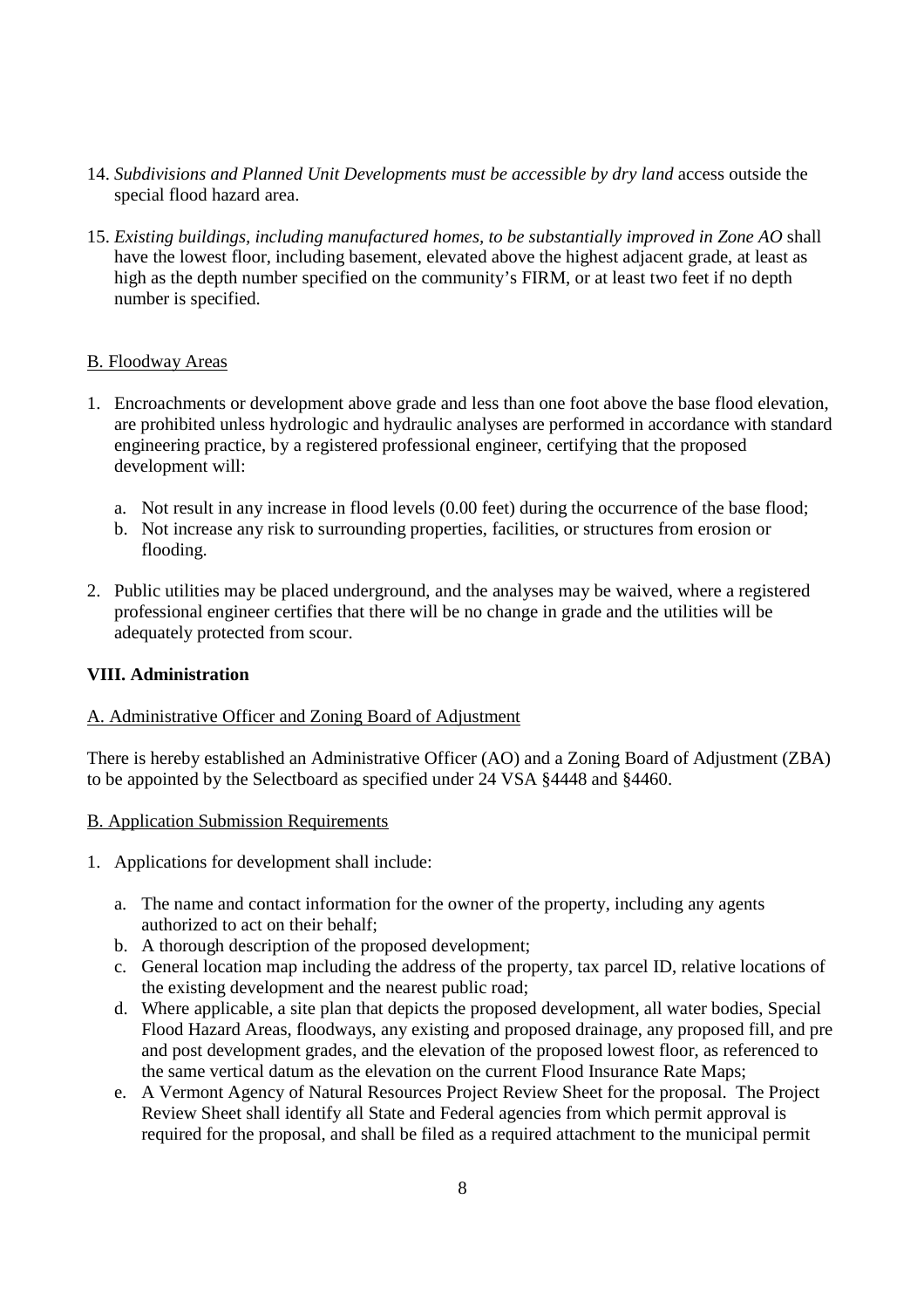14. *Subdivisions and Planned Unit Developments must be accessible by dry land* access outside the special flood hazard area.
15. *Existing buildings, including manufactured homes, to be substantially improved in Zone AO* shall have the lowest floor, including basement, elevated above the highest adjacent grade, at least as high as the depth number specified on the community's FIRM, or at least two feet if no depth number is specified.

B. Floodway Areas

1. Encroachments or development above grade and less than one foot above the base flood elevation, are prohibited unless hydrologic and hydraulic analyses are performed in accordance with standard engineering practice, by a registered professional engineer, certifying that the proposed development will:
   a. Not result in any increase in flood levels (0.00 feet) during the occurrence of the base flood;
   b. Not increase any risk to surrounding properties, facilities, or structures from erosion or flooding.
2. Public utilities may be placed underground, and the analyses may be waived, where a registered professional engineer certifies that there will be no change in grade and the utilities will be adequately protected from scour.

## VIII. Administration

A. Administrative Officer and Zoning Board of Adjustment

There is hereby established an Administrative Officer (AO) and a Zoning Board of Adjustment (ZBA) to be appointed by the Selectboard as specified under 24 VSA §4448 and §4460.

B. Application Submission Requirements

1. Applications for development shall include:
   a. The name and contact information for the owner of the property, including any agents authorized to act on their behalf;
   b. A thorough description of the proposed development;
   c. General location map including the address of the property, tax parcel ID, relative locations of the existing development and the nearest public road;
   d. Where applicable, a site plan that depicts the proposed development, all water bodies, Special Flood Hazard Areas, floodways, any existing and proposed drainage, any proposed fill, and pre and post development grades, and the elevation of the proposed lowest floor, as referenced to the same vertical datum as the elevation on the current Flood Insurance Rate Maps;
   e. A Vermont Agency of Natural Resources Project Review Sheet for the proposal. The Project Review Sheet shall identify all State and Federal agencies from which permit approval is required for the proposal, and shall be filed as a required attachment to the municipal permit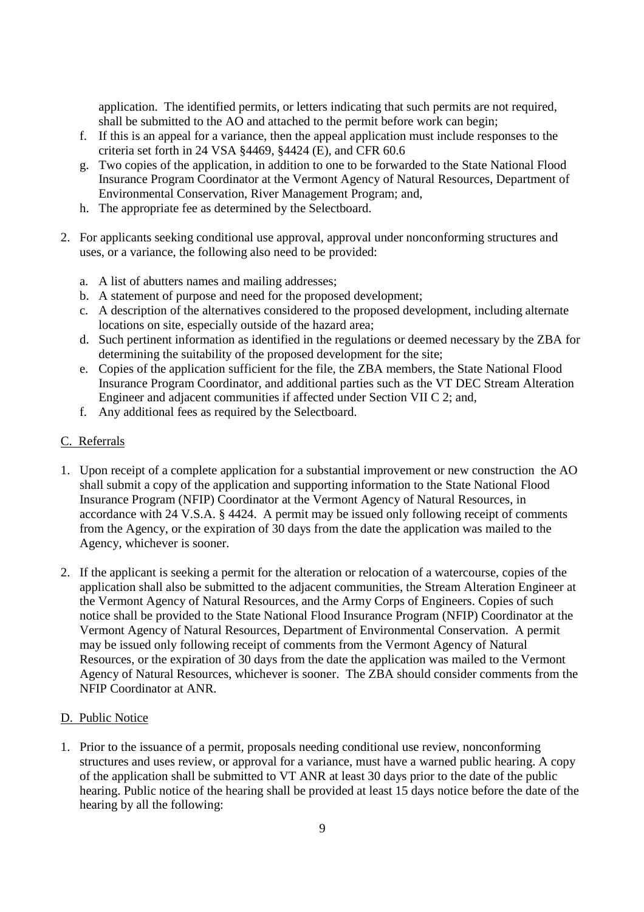application. The identified permits, or letters indicating that such permits are not required, shall be submitted to the AO and attached to the permit before work can begin;

f. If this is an appeal for a variance, then the appeal application must include responses to the criteria set forth in 24 VSA §4469, §4424 (E), and CFR 60.6
g. Two copies of the application, in addition to one to be forwarded to the State National Flood Insurance Program Coordinator at the Vermont Agency of Natural Resources, Department of Environmental Conservation, River Management Program; and,
h. The appropriate fee as determined by the Selectboard.

2. For applicants seeking conditional use approval, approval under nonconforming structures and uses, or a variance, the following also need to be provided:

   a. A list of abutters names and mailing addresses;
   b. A statement of purpose and need for the proposed development;
   c. A description of the alternatives considered to the proposed development, including alternate locations on site, especially outside of the hazard area;
   d. Such pertinent information as identified in the regulations or deemed necessary by the ZBA for determining the suitability of the proposed development for the site;
   e. Copies of the application sufficient for the file, the ZBA members, the State National Flood Insurance Program Coordinator, and additional parties such as the VT DEC Stream Alteration Engineer and adjacent communities if affected under Section VII C 2; and,
   f. Any additional fees as required by the Selectboard.

C. Referrals

1. Upon receipt of a complete application for a substantial improvement or new construction the AO shall submit a copy of the application and supporting information to the State National Flood Insurance Program (NFIP) Coordinator at the Vermont Agency of Natural Resources, in accordance with 24 V.S.A. § 4424. A permit may be issued only following receipt of comments from the Agency, or the expiration of 30 days from the date the application was mailed to the Agency, whichever is sooner.

2. If the applicant is seeking a permit for the alteration or relocation of a watercourse, copies of the application shall also be submitted to the adjacent communities, the Stream Alteration Engineer at the Vermont Agency of Natural Resources, and the Army Corps of Engineers. Copies of such notice shall be provided to the State National Flood Insurance Program (NFIP) Coordinator at the Vermont Agency of Natural Resources, Department of Environmental Conservation. A permit may be issued only following receipt of comments from the Vermont Agency of Natural Resources, or the expiration of 30 days from the date the application was mailed to the Vermont Agency of Natural Resources, whichever is sooner. The ZBA should consider comments from the NFIP Coordinator at ANR.

D. Public Notice

1. Prior to the issuance of a permit, proposals needing conditional use review, nonconforming structures and uses review, or approval for a variance, must have a warned public hearing. A copy of the application shall be submitted to VT ANR at least 30 days prior to the date of the public hearing. Public notice of the hearing shall be provided at least 15 days notice before the date of the hearing by all the following: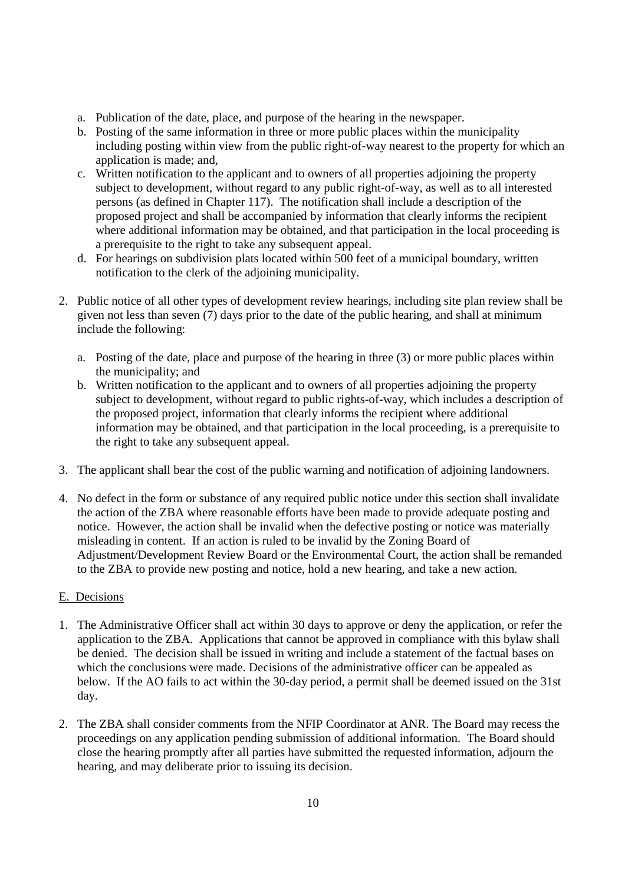a. Publication of the date, place, and purpose of the hearing in the newspaper.
b. Posting of the same information in three or more public places within the municipality including posting within view from the public right-of-way nearest to the property for which an application is made; and,
c. Written notification to the applicant and to owners of all properties adjoining the property subject to development, without regard to any public right-of-way, as well as to all interested persons (as defined in Chapter 117). The notification shall include a description of the proposed project and shall be accompanied by information that clearly informs the recipient where additional information may be obtained, and that participation in the local proceeding is a prerequisite to the right to take any subsequent appeal.
d. For hearings on subdivision plats located within 500 feet of a municipal boundary, written notification to the clerk of the adjoining municipality.

2. Public notice of all other types of development review hearings, including site plan review shall be given not less than seven (7) days prior to the date of the public hearing, and shall at minimum include the following:

   a. Posting of the date, place and purpose of the hearing in three (3) or more public places within the municipality; and
   b. Written notification to the applicant and to owners of all properties adjoining the property subject to development, without regard to public rights-of-way, which includes a description of the proposed project, information that clearly informs the recipient where additional information may be obtained, and that participation in the local proceeding, is a prerequisite to the right to take any subsequent appeal.

3. The applicant shall bear the cost of the public warning and notification of adjoining landowners.

4. No defect in the form or substance of any required public notice under this section shall invalidate the action of the ZBA where reasonable efforts have been made to provide adequate posting and notice. However, the action shall be invalid when the defective posting or notice was materially misleading in content. If an action is ruled to be invalid by the Zoning Board of Adjustment/Development Review Board or the Environmental Court, the action shall be remanded to the ZBA to provide new posting and notice, hold a new hearing, and take a new action.

E. Decisions

1. The Administrative Officer shall act within 30 days to approve or deny the application, or refer the application to the ZBA. Applications that cannot be approved in compliance with this bylaw shall be denied. The decision shall be issued in writing and include a statement of the factual bases on which the conclusions were made. Decisions of the administrative officer can be appealed as below. If the AO fails to act within the 30-day period, a permit shall be deemed issued on the 31st day.

2. The ZBA shall consider comments from the NFIP Coordinator at ANR. The Board may recess the proceedings on any application pending submission of additional information. The Board should close the hearing promptly after all parties have submitted the requested information, adjourn the hearing, and may deliberate prior to issuing its decision.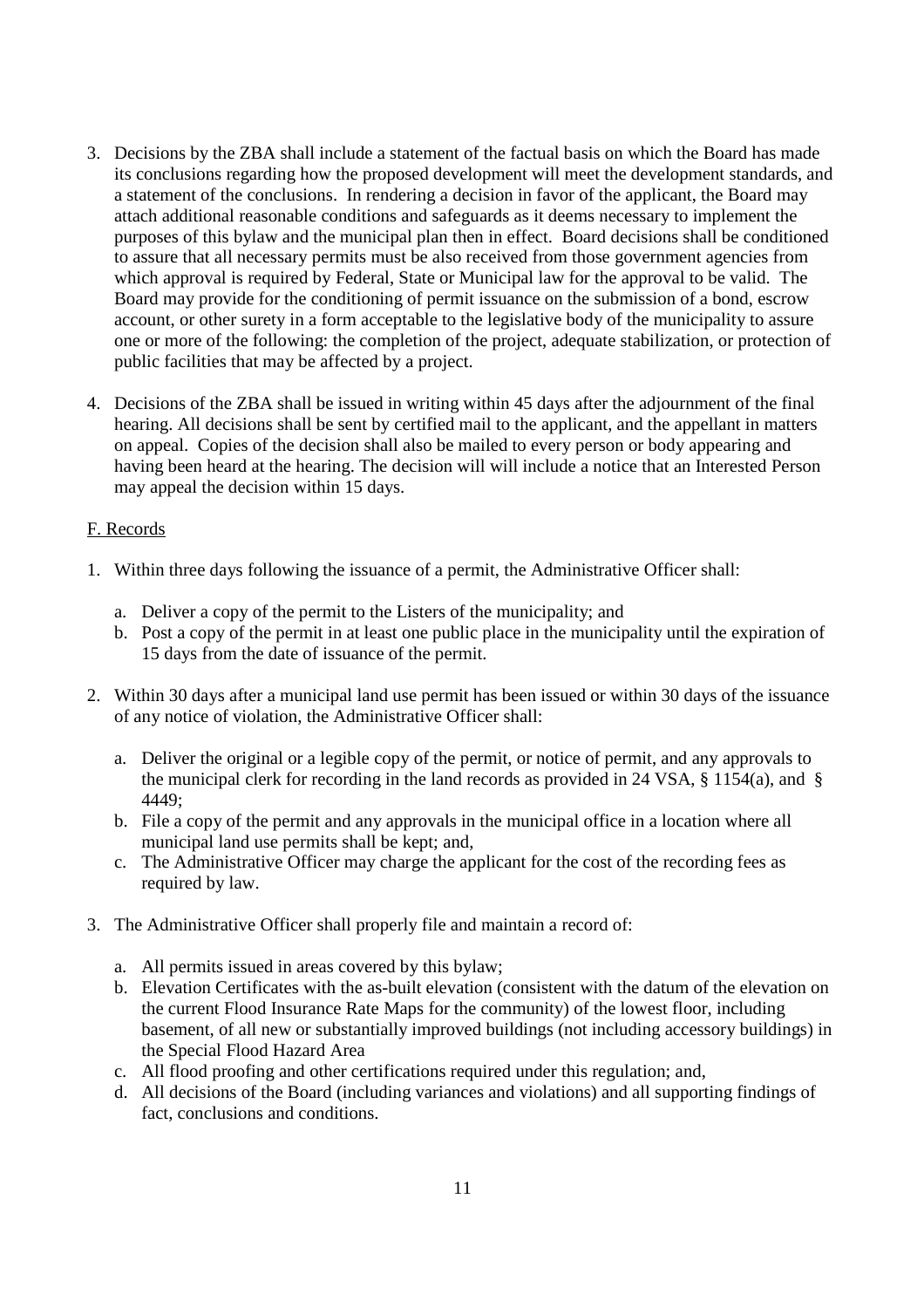3. Decisions by the ZBA shall include a statement of the factual basis on which the Board has made its conclusions regarding how the proposed development will meet the development standards, and a statement of the conclusions. In rendering a decision in favor of the applicant, the Board may attach additional reasonable conditions and safeguards as it deems necessary to implement the purposes of this bylaw and the municipal plan then in effect. Board decisions shall be conditioned to assure that all necessary permits must be also received from those government agencies from which approval is required by Federal, State or Municipal law for the approval to be valid. The Board may provide for the conditioning of permit issuance on the submission of a bond, escrow account, or other surety in a form acceptable to the legislative body of the municipality to assure one or more of the following: the completion of the project, adequate stabilization, or protection of public facilities that may be affected by a project.

4. Decisions of the ZBA shall be issued in writing within 45 days after the adjournment of the final hearing. All decisions shall be sent by certified mail to the applicant, and the appellant in matters on appeal. Copies of the decision shall also be mailed to every person or body appearing and having been heard at the hearing. The decision will will include a notice that an Interested Person may appeal the decision within 15 days.

F. Records

1. Within three days following the issuance of a permit, the Administrative Officer shall:

   a. Deliver a copy of the permit to the Listers of the municipality; and
   b. Post a copy of the permit in at least one public place in the municipality until the expiration of 15 days from the date of issuance of the permit.

2. Within 30 days after a municipal land use permit has been issued or within 30 days of the issuance of any notice of violation, the Administrative Officer shall:

   a. Deliver the original or a legible copy of the permit, or notice of permit, and any approvals to the municipal clerk for recording in the land records as provided in 24 VSA, § 1154(a), and § 4449;
   b. File a copy of the permit and any approvals in the municipal office in a location where all municipal land use permits shall be kept; and,
   c. The Administrative Officer may charge the applicant for the cost of the recording fees as required by law.

3. The Administrative Officer shall properly file and maintain a record of:

   a. All permits issued in areas covered by this bylaw;
   b. Elevation Certificates with the as-built elevation (consistent with the datum of the elevation on the current Flood Insurance Rate Maps for the community) of the lowest floor, including basement, of all new or substantially improved buildings (not including accessory buildings) in the Special Flood Hazard Area
   c. All flood proofing and other certifications required under this regulation; and,
   d. All decisions of the Board (including variances and violations) and all supporting findings of fact, conclusions and conditions.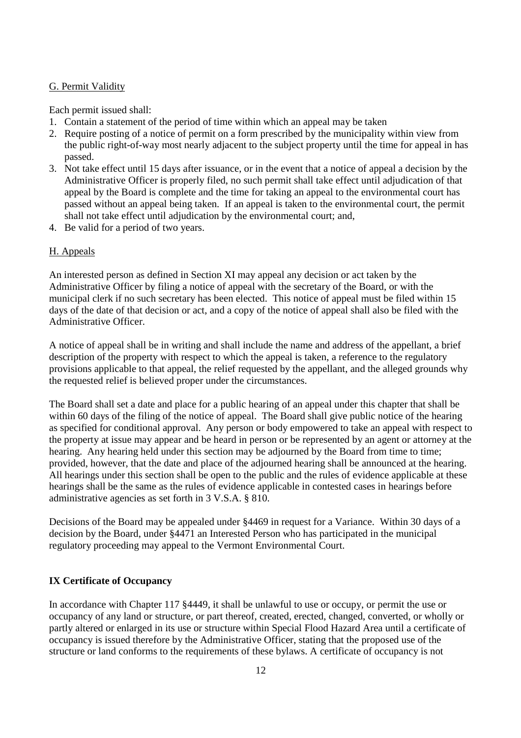G. Permit Validity

Each permit issued shall:

1. Contain a statement of the period of time within which an appeal may be taken
2. Require posting of a notice of permit on a form prescribed by the municipality within view from the public right-of-way most nearly adjacent to the subject property until the time for appeal in has passed.
3. Not take effect until 15 days after issuance, or in the event that a notice of appeal a decision by the Administrative Officer is properly filed, no such permit shall take effect until adjudication of that appeal by the Board is complete and the time for taking an appeal to the environmental court has passed without an appeal being taken. If an appeal is taken to the environmental court, the permit shall not take effect until adjudication by the environmental court; and,
4. Be valid for a period of two years.

H. Appeals

An interested person as defined in Section XI may appeal any decision or act taken by the Administrative Officer by filing a notice of appeal with the secretary of the Board, or with the municipal clerk if no such secretary has been elected. This notice of appeal must be filed within 15 days of the date of that decision or act, and a copy of the notice of appeal shall also be filed with the Administrative Officer.

A notice of appeal shall be in writing and shall include the name and address of the appellant, a brief description of the property with respect to which the appeal is taken, a reference to the regulatory provisions applicable to that appeal, the relief requested by the appellant, and the alleged grounds why the requested relief is believed proper under the circumstances.

The Board shall set a date and place for a public hearing of an appeal under this chapter that shall be within 60 days of the filing of the notice of appeal. The Board shall give public notice of the hearing as specified for conditional approval. Any person or body empowered to take an appeal with respect to the property at issue may appear and be heard in person or be represented by an agent or attorney at the hearing. Any hearing held under this section may be adjourned by the Board from time to time; provided, however, that the date and place of the adjourned hearing shall be announced at the hearing. All hearings under this section shall be open to the public and the rules of evidence applicable at these hearings shall be the same as the rules of evidence applicable in contested cases in hearings before administrative agencies as set forth in 3 V.S.A. § 810.

Decisions of the Board may be appealed under §4469 in request for a Variance. Within 30 days of a decision by the Board, under §4471 an Interested Person who has participated in the municipal regulatory proceeding may appeal to the Vermont Environmental Court.

## IX Certificate of Occupancy

In accordance with Chapter 117 §4449, it shall be unlawful to use or occupy, or permit the use or occupancy of any land or structure, or part thereof, created, erected, changed, converted, or wholly or partly altered or enlarged in its use or structure within Special Flood Hazard Area until a certificate of occupancy is issued therefore by the Administrative Officer, stating that the proposed use of the structure or land conforms to the requirements of these bylaws. A certificate of occupancy is not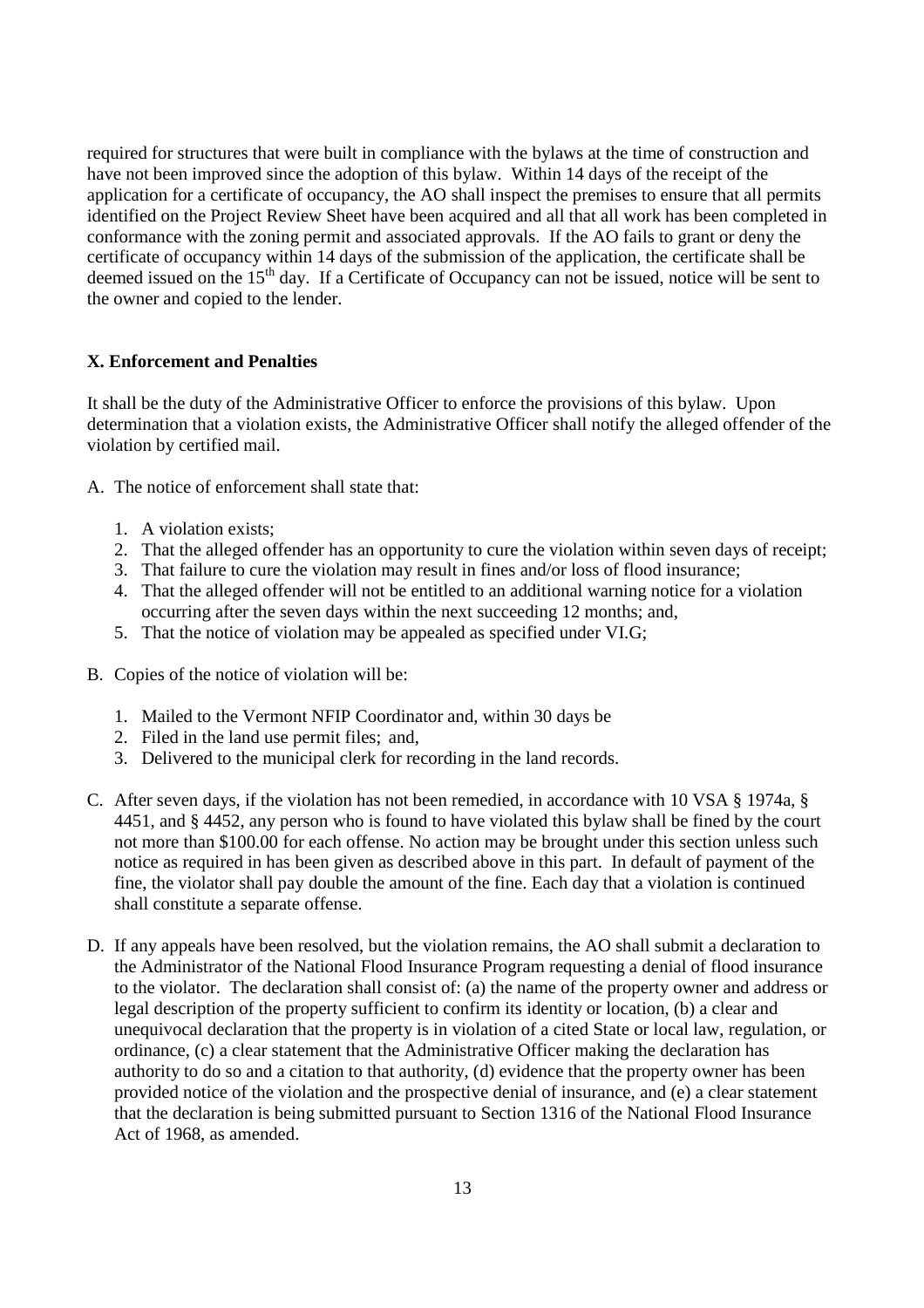required for structures that were built in compliance with the bylaws at the time of construction and have not been improved since the adoption of this bylaw. Within 14 days of the receipt of the application for a certificate of occupancy, the AO shall inspect the premises to ensure that all permits identified on the Project Review Sheet have been acquired and all that all work has been completed in conformance with the zoning permit and associated approvals. If the AO fails to grant or deny the certificate of occupancy within 14 days of the submission of the application, the certificate shall be deemed issued on the 15th day. If a Certificate of Occupancy can not be issued, notice will be sent to the owner and copied to the lender.

## X. Enforcement and Penalties

It shall be the duty of the Administrative Officer to enforce the provisions of this bylaw. Upon determination that a violation exists, the Administrative Officer shall notify the alleged offender of the violation by certified mail.

A. The notice of enforcement shall state that:

   1. A violation exists;
   2. That the alleged offender has an opportunity to cure the violation within seven days of receipt;
   3. That failure to cure the violation may result in fines and/or loss of flood insurance;
   4. That the alleged offender will not be entitled to an additional warning notice for a violation occurring after the seven days within the next succeeding 12 months; and,
   5. That the notice of violation may be appealed as specified under VI.G;

B. Copies of the notice of violation will be:

   1. Mailed to the Vermont NFIP Coordinator and, within 30 days be
   2. Filed in the land use permit files; and,
   3. Delivered to the municipal clerk for recording in the land records.

C. After seven days, if the violation has not been remedied, in accordance with 10 VSA § 1974a, § 4451, and § 4452, any person who is found to have violated this bylaw shall be fined by the court not more than $100.00 for each offense. No action may be brought under this section unless such notice as required in has been given as described above in this part. In default of payment of the fine, the violator shall pay double the amount of the fine. Each day that a violation is continued shall constitute a separate offense.

D. If any appeals have been resolved, but the violation remains, the AO shall submit a declaration to the Administrator of the National Flood Insurance Program requesting a denial of flood insurance to the violator. The declaration shall consist of: (a) the name of the property owner and address or legal description of the property sufficient to confirm its identity or location, (b) a clear and unequivocal declaration that the property is in violation of a cited State or local law, regulation, or ordinance, (c) a clear statement that the Administrative Officer making the declaration has authority to do so and a citation to that authority, (d) evidence that the property owner has been provided notice of the violation and the prospective denial of insurance, and (e) a clear statement that the declaration is being submitted pursuant to Section 1316 of the National Flood Insurance Act of 1968, as amended.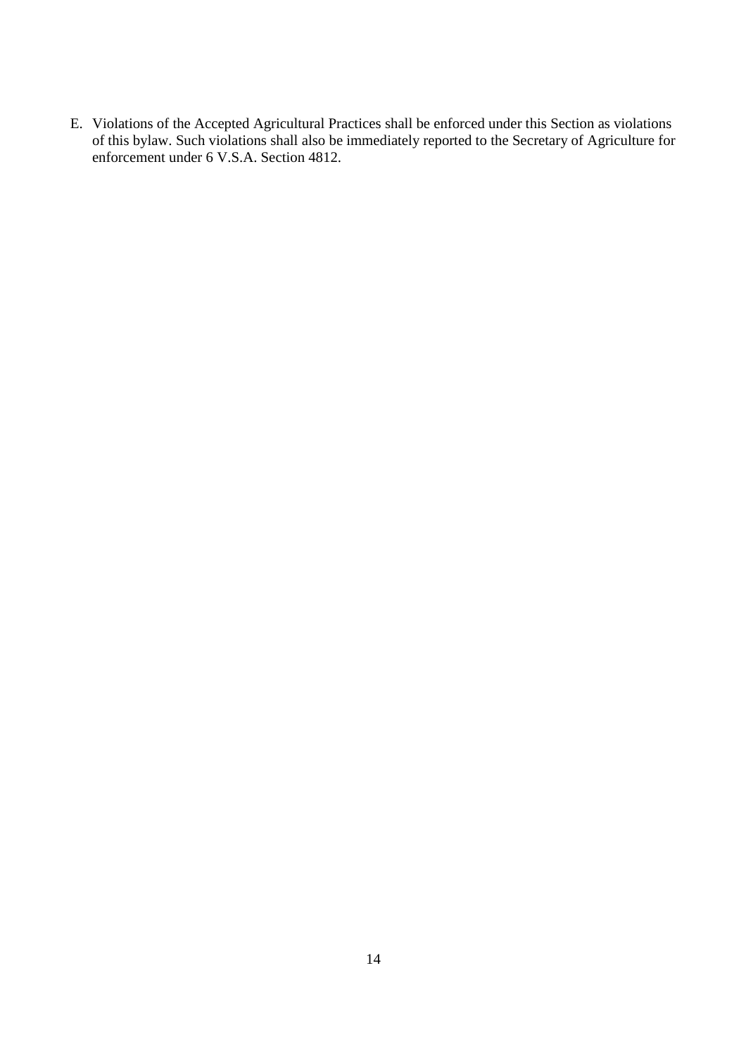E. Violations of the Accepted Agricultural Practices shall be enforced under this Section as violations of this bylaw. Such violations shall also be immediately reported to the Secretary of Agriculture for enforcement under 6 V.S.A. Section 4812.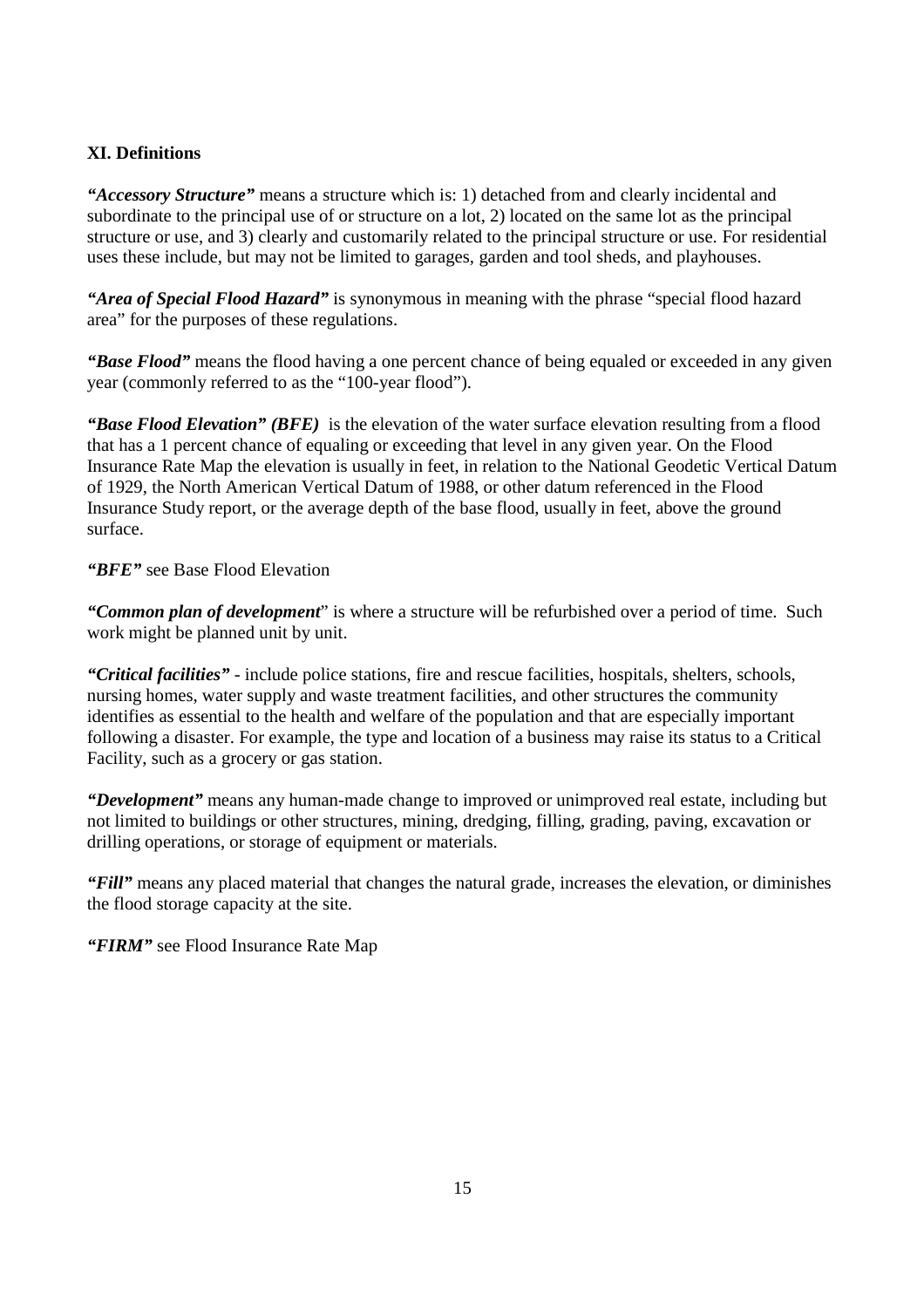## XI. Definitions

***"Accessory Structure"*** means a structure which is: 1) detached from and clearly incidental and subordinate to the principal use of or structure on a lot, 2) located on the same lot as the principal structure or use, and 3) clearly and customarily related to the principal structure or use. For residential uses these include, but may not be limited to garages, garden and tool sheds, and playhouses.

***"Area of Special Flood Hazard"*** is synonymous in meaning with the phrase "special flood hazard area" for the purposes of these regulations.

***"Base Flood"*** means the flood having a one percent chance of being equaled or exceeded in any given year (commonly referred to as the "100-year flood").

***"Base Flood Elevation" (BFE)*** is the elevation of the water surface elevation resulting from a flood that has a 1 percent chance of equaling or exceeding that level in any given year. On the Flood Insurance Rate Map the elevation is usually in feet, in relation to the National Geodetic Vertical Datum of 1929, the North American Vertical Datum of 1988, or other datum referenced in the Flood Insurance Study report, or the average depth of the base flood, usually in feet, above the ground surface.

***"BFE"*** see Base Flood Elevation

***"Common plan of development"*** is where a structure will be refurbished over a period of time. Such work might be planned unit by unit.

***"Critical facilities"*** - include police stations, fire and rescue facilities, hospitals, shelters, schools, nursing homes, water supply and waste treatment facilities, and other structures the community identifies as essential to the health and welfare of the population and that are especially important following a disaster. For example, the type and location of a business may raise its status to a Critical Facility, such as a grocery or gas station.

***"Development"*** means any human-made change to improved or unimproved real estate, including but not limited to buildings or other structures, mining, dredging, filling, grading, paving, excavation or drilling operations, or storage of equipment or materials.

***"Fill"*** means any placed material that changes the natural grade, increases the elevation, or diminishes the flood storage capacity at the site.

***"FIRM"*** see Flood Insurance Rate Map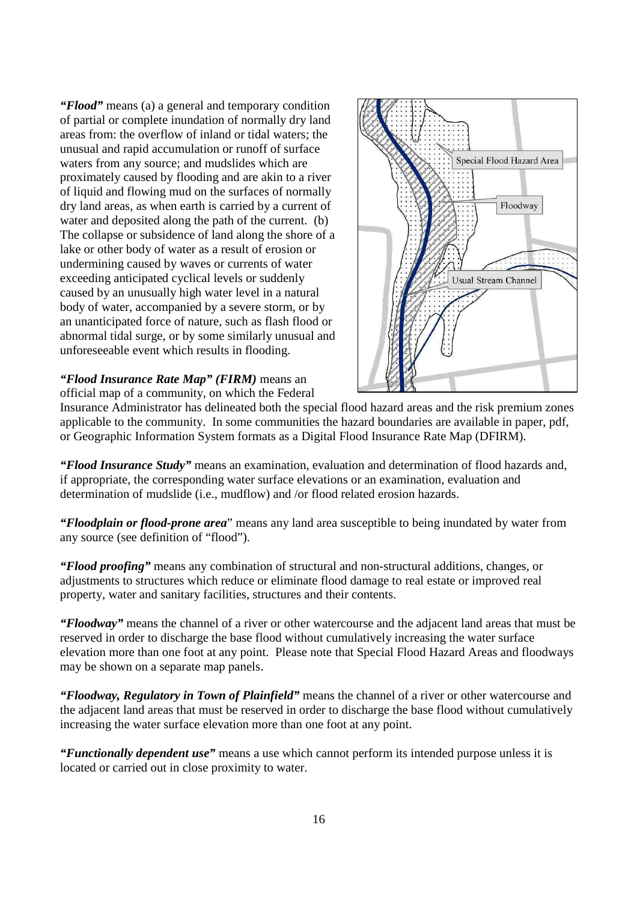***"Flood"*** means (a) a general and temporary condition of partial or complete inundation of normally dry land areas from: the overflow of inland or tidal waters; the unusual and rapid accumulation or runoff of surface waters from any source; and mudslides which are proximately caused by flooding and are akin to a river of liquid and flowing mud on the surfaces of normally dry land areas, as when earth is carried by a current of water and deposited along the path of the current. (b) The collapse or subsidence of land along the shore of a lake or other body of water as a result of erosion or undermining caused by waves or currents of water exceeding anticipated cyclical levels or suddenly caused by an unusually high water level in a natural body of water, accompanied by a severe storm, or by an unanticipated force of nature, such as flash flood or abnormal tidal surge, or by some similarly unusual and unforeseeable event which results in flooding.

***"Flood Insurance Rate Map" (FIRM)*** means an official map of a community, on which the Federal Insurance Administrator has delineated both the special flood hazard areas and the risk premium zones applicable to the community. In some communities the hazard boundaries are available in paper, pdf, or Geographic Information System formats as a Digital Flood Insurance Rate Map (DFIRM).

***"Flood Insurance Study"*** means an examination, evaluation and determination of flood hazards and, if appropriate, the corresponding water surface elevations or an examination, evaluation and determination of mudslide (i.e., mudflow) and /or flood related erosion hazards.

***"Floodplain or flood-prone area"*** means any land area susceptible to being inundated by water from any source (see definition of "flood").

***"Flood proofing"*** means any combination of structural and non-structural additions, changes, or adjustments to structures which reduce or eliminate flood damage to real estate or improved real property, water and sanitary facilities, structures and their contents.

***"Floodway"*** means the channel of a river or other watercourse and the adjacent land areas that must be reserved in order to discharge the base flood without cumulatively increasing the water surface elevation more than one foot at any point. Please note that Special Flood Hazard Areas and floodways may be shown on a separate map panels.

***"Floodway, Regulatory in Town of Plainfield"*** means the channel of a river or other watercourse and the adjacent land areas that must be reserved in order to discharge the base flood without cumulatively increasing the water surface elevation more than one foot at any point.

***"Functionally dependent use"*** means a use which cannot perform its intended purpose unless it is located or carried out in close proximity to water.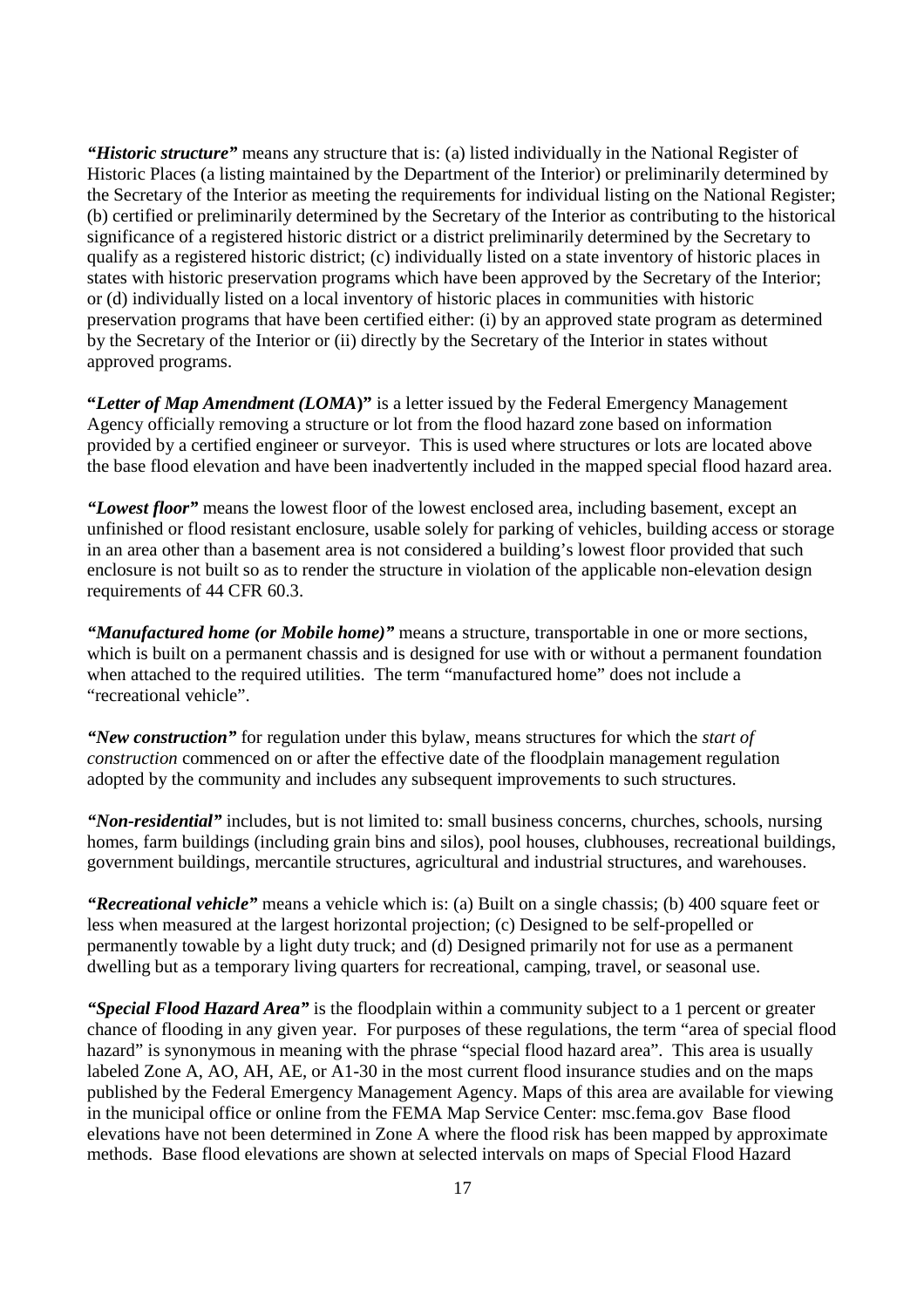***"Historic structure"*** means any structure that is: (a) listed individually in the National Register of Historic Places (a listing maintained by the Department of the Interior) or preliminarily determined by the Secretary of the Interior as meeting the requirements for individual listing on the National Register; (b) certified or preliminarily determined by the Secretary of the Interior as contributing to the historical significance of a registered historic district or a district preliminarily determined by the Secretary to qualify as a registered historic district; (c) individually listed on a state inventory of historic places in states with historic preservation programs which have been approved by the Secretary of the Interior; or (d) individually listed on a local inventory of historic places in communities with historic preservation programs that have been certified either: (i) by an approved state program as determined by the Secretary of the Interior or (ii) directly by the Secretary of the Interior in states without approved programs.

**"*Letter of Map Amendment (LOMA)*"** is a letter issued by the Federal Emergency Management Agency officially removing a structure or lot from the flood hazard zone based on information provided by a certified engineer or surveyor. This is used where structures or lots are located above the base flood elevation and have been inadvertently included in the mapped special flood hazard area.

***"Lowest floor"*** means the lowest floor of the lowest enclosed area, including basement, except an unfinished or flood resistant enclosure, usable solely for parking of vehicles, building access or storage in an area other than a basement area is not considered a building's lowest floor provided that such enclosure is not built so as to render the structure in violation of the applicable non-elevation design requirements of 44 CFR 60.3.

***"Manufactured home (or Mobile home)"*** means a structure, transportable in one or more sections, which is built on a permanent chassis and is designed for use with or without a permanent foundation when attached to the required utilities. The term "manufactured home" does not include a "recreational vehicle".

***"New construction"*** for regulation under this bylaw, means structures for which the *start of construction* commenced on or after the effective date of the floodplain management regulation adopted by the community and includes any subsequent improvements to such structures.

***"Non-residential"*** includes, but is not limited to: small business concerns, churches, schools, nursing homes, farm buildings (including grain bins and silos), pool houses, clubhouses, recreational buildings, government buildings, mercantile structures, agricultural and industrial structures, and warehouses.

***"Recreational vehicle"*** means a vehicle which is: (a) Built on a single chassis; (b) 400 square feet or less when measured at the largest horizontal projection; (c) Designed to be self-propelled or permanently towable by a light duty truck; and (d) Designed primarily not for use as a permanent dwelling but as a temporary living quarters for recreational, camping, travel, or seasonal use.

***"Special Flood Hazard Area"*** is the floodplain within a community subject to a 1 percent or greater chance of flooding in any given year. For purposes of these regulations, the term "area of special flood hazard" is synonymous in meaning with the phrase "special flood hazard area". This area is usually labeled Zone A, AO, AH, AE, or A1-30 in the most current flood insurance studies and on the maps published by the Federal Emergency Management Agency. Maps of this area are available for viewing in the municipal office or online from the FEMA Map Service Center: msc.fema.gov Base flood elevations have not been determined in Zone A where the flood risk has been mapped by approximate methods. Base flood elevations are shown at selected intervals on maps of Special Flood Hazard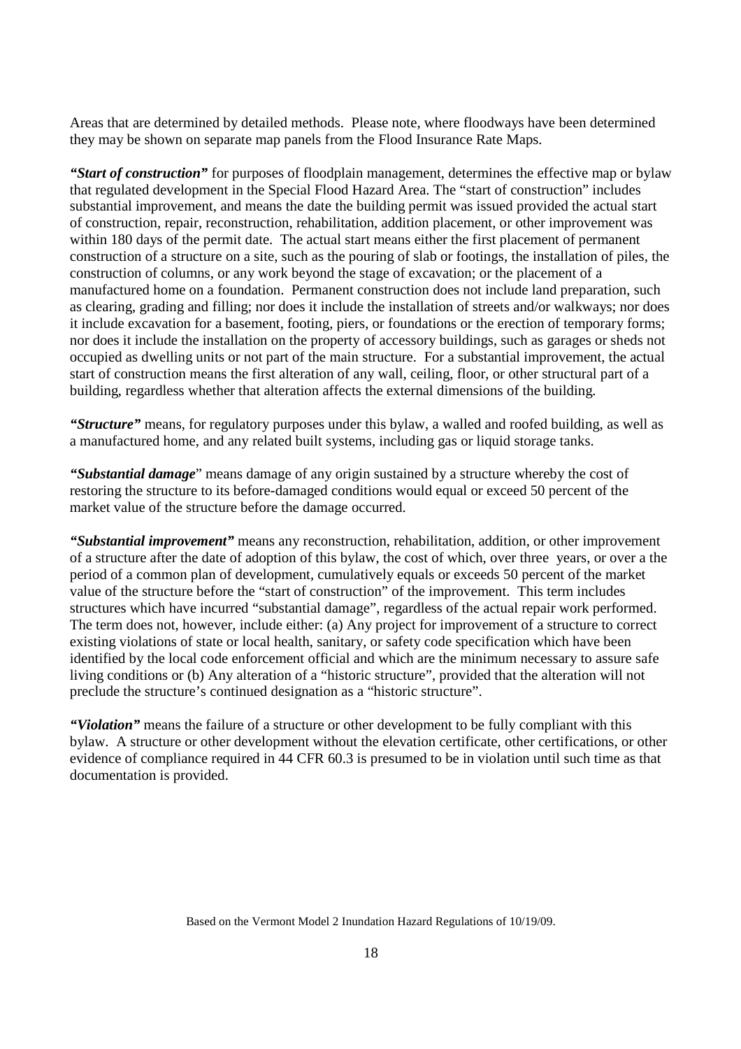Areas that are determined by detailed methods. Please note, where floodways have been determined they may be shown on separate map panels from the Flood Insurance Rate Maps.

***"Start of construction"*** for purposes of floodplain management, determines the effective map or bylaw that regulated development in the Special Flood Hazard Area. The "start of construction" includes substantial improvement, and means the date the building permit was issued provided the actual start of construction, repair, reconstruction, rehabilitation, addition placement, or other improvement was within 180 days of the permit date. The actual start means either the first placement of permanent construction of a structure on a site, such as the pouring of slab or footings, the installation of piles, the construction of columns, or any work beyond the stage of excavation; or the placement of a manufactured home on a foundation. Permanent construction does not include land preparation, such as clearing, grading and filling; nor does it include the installation of streets and/or walkways; nor does it include excavation for a basement, footing, piers, or foundations or the erection of temporary forms; nor does it include the installation on the property of accessory buildings, such as garages or sheds not occupied as dwelling units or not part of the main structure. For a substantial improvement, the actual start of construction means the first alteration of any wall, ceiling, floor, or other structural part of a building, regardless whether that alteration affects the external dimensions of the building.

***"Structure"*** means, for regulatory purposes under this bylaw, a walled and roofed building, as well as a manufactured home, and any related built systems, including gas or liquid storage tanks.

***"Substantial damage"*** means damage of any origin sustained by a structure whereby the cost of restoring the structure to its before-damaged conditions would equal or exceed 50 percent of the market value of the structure before the damage occurred.

***"Substantial improvement"*** means any reconstruction, rehabilitation, addition, or other improvement of a structure after the date of adoption of this bylaw, the cost of which, over three years, or over a the period of a common plan of development, cumulatively equals or exceeds 50 percent of the market value of the structure before the "start of construction" of the improvement. This term includes structures which have incurred "substantial damage", regardless of the actual repair work performed. The term does not, however, include either: (a) Any project for improvement of a structure to correct existing violations of state or local health, sanitary, or safety code specification which have been identified by the local code enforcement official and which are the minimum necessary to assure safe living conditions or (b) Any alteration of a "historic structure", provided that the alteration will not preclude the structure's continued designation as a "historic structure".

***"Violation"*** means the failure of a structure or other development to be fully compliant with this bylaw. A structure or other development without the elevation certificate, other certifications, or other evidence of compliance required in 44 CFR 60.3 is presumed to be in violation until such time as that documentation is provided.

Based on the Vermont Model 2 Inundation Hazard Regulations of 10/19/09.